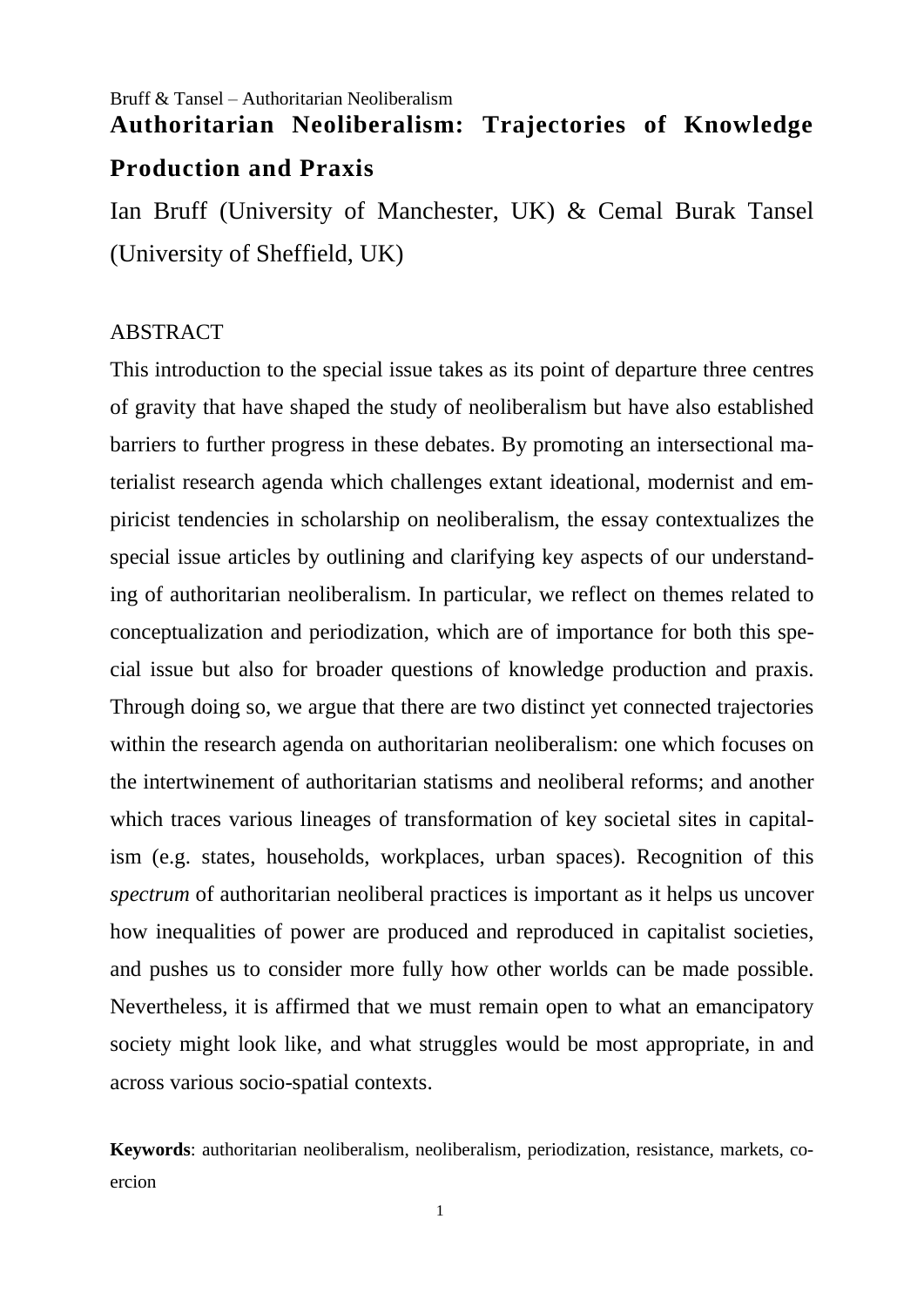# Authoritarian Neoliberalism: Trajectories of Knowledge Production and Praxis

Ian Bruff (University of Manchester, UK) & Cemal Burak Tansel (University of Sheffield, UK)

## ABSTRACT

This introduction to the special issue takes as its point of departure three centres of gravity that have shaped the study of neoliberalism but have also established barriers to further progress in these debates. By promoting an intersectional materialist research agenda which challenges extant ideational, modernist and empiricist tendencies in scholarship on neoliberalism, the essay contextualizes the special issue articles by outlining and clarifying key aspects of our understanding of authoritarian neoliberalism. In particular, we reflect on themes related to conceptualization and periodization, which are of importance for both this special issue but also for broader questions of knowledge production and praxis. Through doing so, we argue that there are two distinct yet connected trajectories within the research agenda on authoritarian neoliberalism: one which focuses on the intertwinement of authoritarian statisms and neoliberal reforms; and another which traces various lineages of transformation of key societal sites in capitalism (e.g. states, households, workplaces, urban spaces). Recognition of this *spectrum* of authoritarian neoliberal practices is important as it helps us uncover how inequalities of power are produced and reproduced in capitalist societies, and pushes us to consider more fully how other worlds can be made possible. Nevertheless, it is affirmed that we must remain open to what an emancipatory society might look like, and what struggles would be most appropriate, in and across various socio-spatial contexts.

**Keywords**: authoritarian neoliberalism, neoliberalism, periodization, resistance, markets, coercion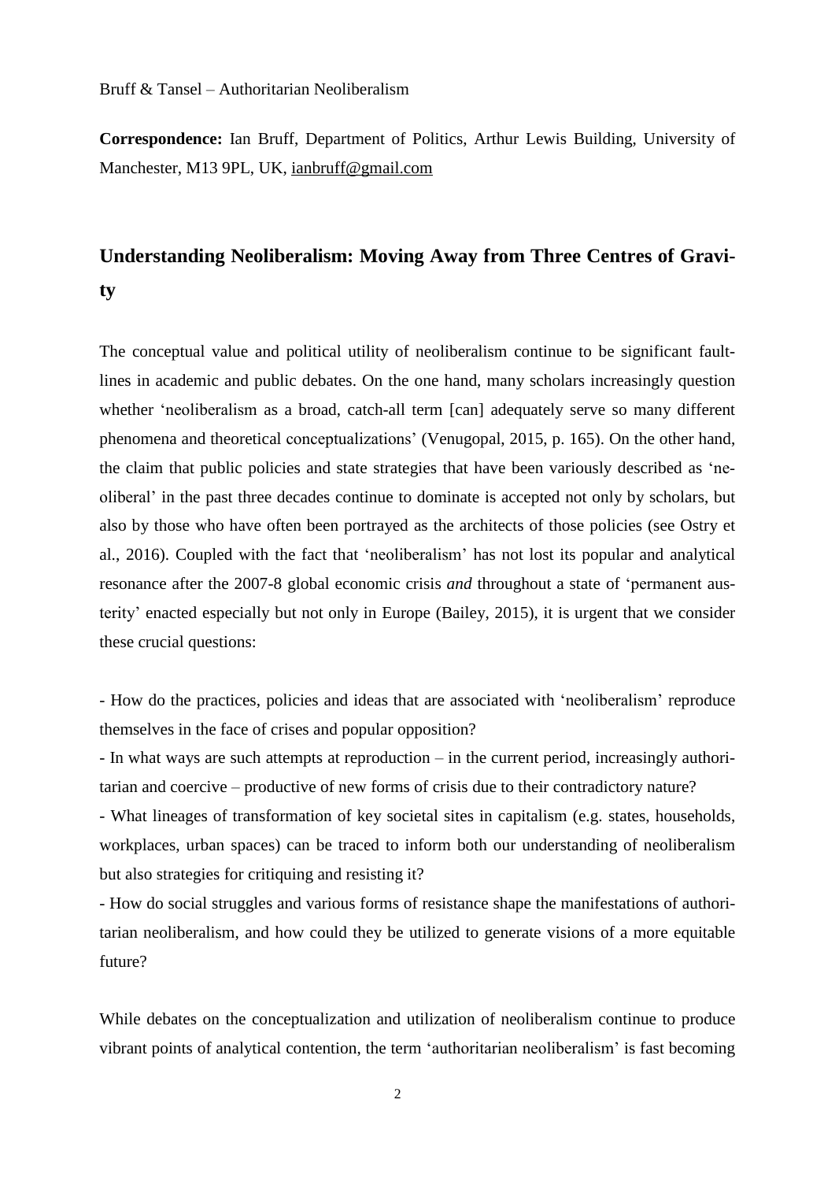**Correspondence:** Ian Bruff, Department of Politics, Arthur Lewis Building, University of Manchester, M13 9PL, UK, ianbruff@gmail.com

## Understanding Neoliberalism: Moving Away from Three Centres of Gravity

The conceptual value and political utility of neoliberalism continue to be significant fault-lines in academic and public debates. On the one hand, many scholars increasingly question whether 'neoliberalism as a broad, catch-all term [can] adequately serve so many different phenomena and theoretical conceptualizations' (Venugopal, 2015, p. 165). On the other hand, the claim that public policies and state strategies that have been variously described as 'neoliberal' in the past three decades continue to dominate is accepted not only by scholars, but also by those who have often been portrayed as the architects of those policies (see Ostry et al., 2016). Coupled with the fact that 'neoliberalism' has not lost its popular and analytical resonance after the 2007-8 global economic crisis *and* throughout a state of 'permanent austerity' enacted especially but not only in Europe (Bailey, 2015), it is urgent that we consider these crucial questions:

- How do the practices, policies and ideas that are associated with 'neoliberalism' reproduce themselves in the face of crises and popular opposition?
- In what ways are such attempts at reproduction – in the current period, increasingly authoritarian and coercive – productive of new forms of crisis due to their contradictory nature?
- What lineages of transformation of key societal sites in capitalism (e.g. states, households, workplaces, urban spaces) can be traced to inform both our understanding of neoliberalism but also strategies for critiquing and resisting it?
- How do social struggles and various forms of resistance shape the manifestations of authoritarian neoliberalism, and how could they be utilized to generate visions of a more equitable future?

While debates on the conceptualization and utilization of neoliberalism continue to produce vibrant points of analytical contention, the term 'authoritarian neoliberalism' is fast becoming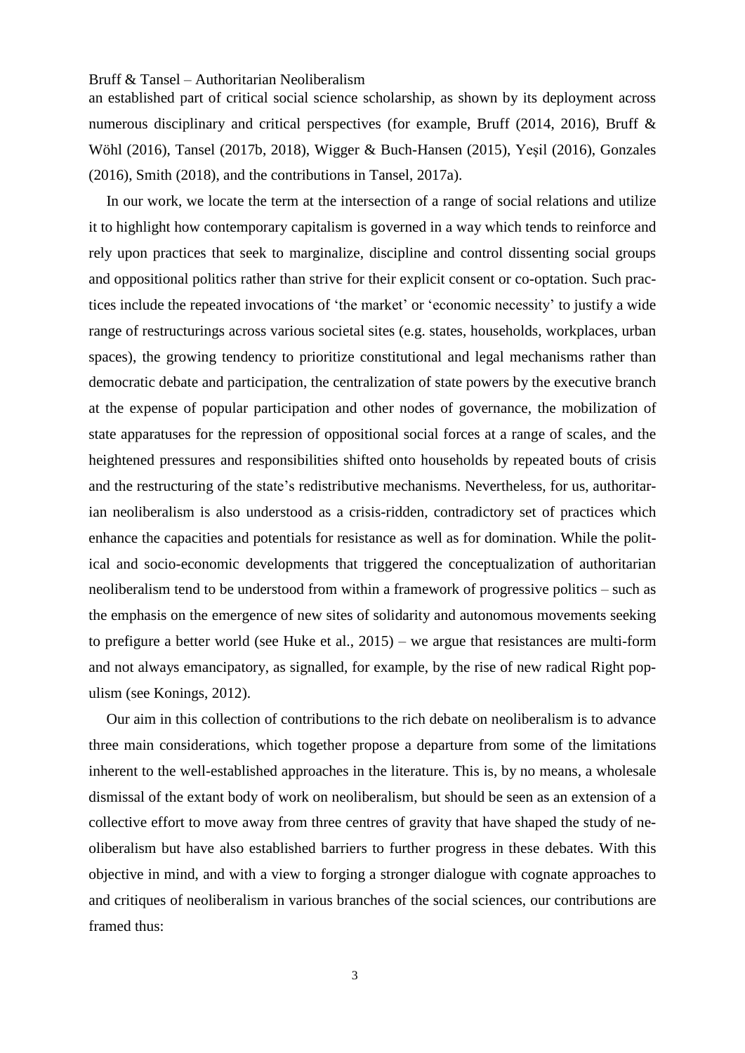an established part of critical social science scholarship, as shown by its deployment across numerous disciplinary and critical perspectives (for example, Bruff (2014, 2016), Bruff & Wöhl (2016), Tansel (2017b, 2018), Wigger & Buch-Hansen (2015), Yeşil (2016), Gonzales (2016), Smith (2018), and the contributions in Tansel, 2017a).

In our work, we locate the term at the intersection of a range of social relations and utilize it to highlight how contemporary capitalism is governed in a way which tends to reinforce and rely upon practices that seek to marginalize, discipline and control dissenting social groups and oppositional politics rather than strive for their explicit consent or co-optation. Such practices include the repeated invocations of 'the market' or 'economic necessity' to justify a wide range of restructurings across various societal sites (e.g. states, households, workplaces, urban spaces), the growing tendency to prioritize constitutional and legal mechanisms rather than democratic debate and participation, the centralization of state powers by the executive branch at the expense of popular participation and other nodes of governance, the mobilization of state apparatuses for the repression of oppositional social forces at a range of scales, and the heightened pressures and responsibilities shifted onto households by repeated bouts of crisis and the restructuring of the state's redistributive mechanisms. Nevertheless, for us, authoritarian neoliberalism is also understood as a crisis-ridden, contradictory set of practices which enhance the capacities and potentials for resistance as well as for domination. While the political and socio-economic developments that triggered the conceptualization of authoritarian neoliberalism tend to be understood from within a framework of progressive politics – such as the emphasis on the emergence of new sites of solidarity and autonomous movements seeking to prefigure a better world (see Huke et al., 2015) – we argue that resistances are multi-form and not always emancipatory, as signalled, for example, by the rise of new radical Right populism (see Konings, 2012).

Our aim in this collection of contributions to the rich debate on neoliberalism is to advance three main considerations, which together propose a departure from some of the limitations inherent to the well-established approaches in the literature. This is, by no means, a wholesale dismissal of the extant body of work on neoliberalism, but should be seen as an extension of a collective effort to move away from three centres of gravity that have shaped the study of neoliberalism but have also established barriers to further progress in these debates. With this objective in mind, and with a view to forging a stronger dialogue with cognate approaches to and critiques of neoliberalism in various branches of the social sciences, our contributions are framed thus: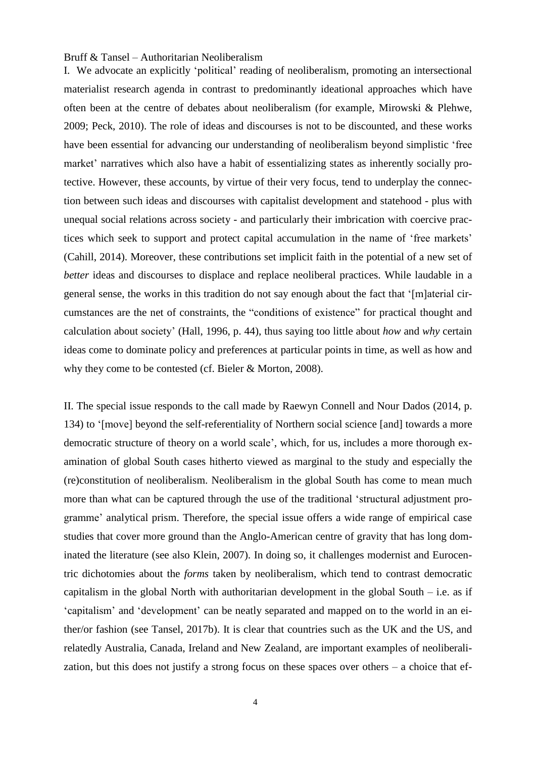Bruff & Tansel – Authoritarian Neoliberalism

I. We advocate an explicitly 'political' reading of neoliberalism, promoting an intersectional materialist research agenda in contrast to predominantly ideational approaches which have often been at the centre of debates about neoliberalism (for example, Mirowski & Plehwe, 2009; Peck, 2010). The role of ideas and discourses is not to be discounted, and these works have been essential for advancing our understanding of neoliberalism beyond simplistic 'free market' narratives which also have a habit of essentializing states as inherently socially protective. However, these accounts, by virtue of their very focus, tend to underplay the connection between such ideas and discourses with capitalist development and statehood - plus with unequal social relations across society - and particularly their imbrication with coercive practices which seek to support and protect capital accumulation in the name of 'free markets' (Cahill, 2014). Moreover, these contributions set implicit faith in the potential of a new set of *better* ideas and discourses to displace and replace neoliberal practices. While laudable in a general sense, the works in this tradition do not say enough about the fact that '[m]aterial circumstances are the net of constraints, the "conditions of existence" for practical thought and calculation about society' (Hall, 1996, p. 44), thus saying too little about *how* and *why* certain ideas come to dominate policy and preferences at particular points in time, as well as how and why they come to be contested (cf. Bieler & Morton, 2008).

II. The special issue responds to the call made by Raewyn Connell and Nour Dados (2014, p. 134) to '[move] beyond the self-referentiality of Northern social science [and] towards a more democratic structure of theory on a world scale', which, for us, includes a more thorough examination of global South cases hitherto viewed as marginal to the study and especially the (re)constitution of neoliberalism. Neoliberalism in the global South has come to mean much more than what can be captured through the use of the traditional 'structural adjustment programme' analytical prism. Therefore, the special issue offers a wide range of empirical case studies that cover more ground than the Anglo-American centre of gravity that has long dominated the literature (see also Klein, 2007). In doing so, it challenges modernist and Eurocentric dichotomies about the *forms* taken by neoliberalism, which tend to contrast democratic capitalism in the global North with authoritarian development in the global South – i.e. as if 'capitalism' and 'development' can be neatly separated and mapped on to the world in an either/or fashion (see Tansel, 2017b). It is clear that countries such as the UK and the US, and relatedly Australia, Canada, Ireland and New Zealand, are important examples of neoliberalization, but this does not justify a strong focus on these spaces over others – a choice that ef-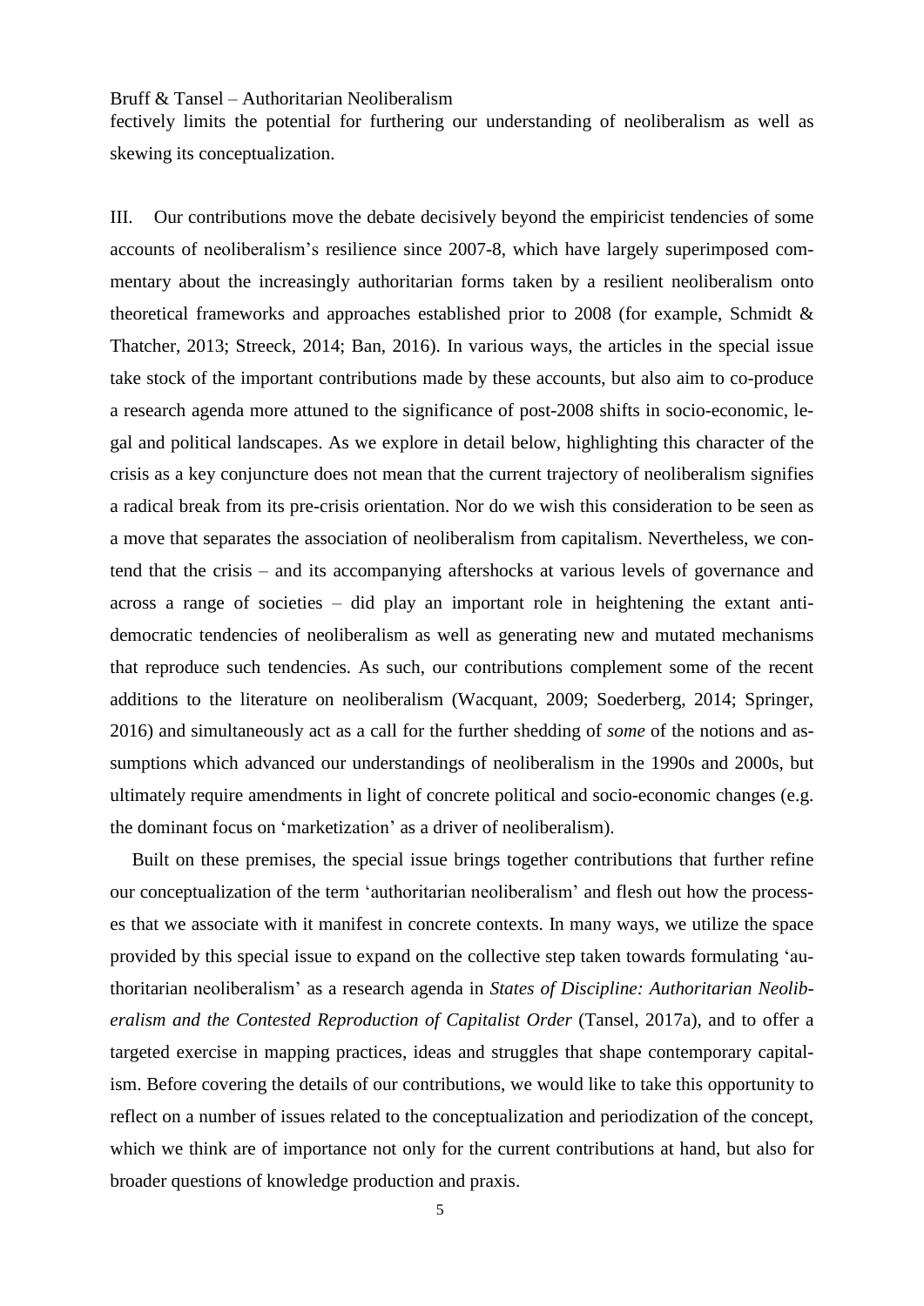fectively limits the potential for furthering our understanding of neoliberalism as well as skewing its conceptualization.

III. Our contributions move the debate decisively beyond the empiricist tendencies of some accounts of neoliberalism's resilience since 2007-8, which have largely superimposed commentary about the increasingly authoritarian forms taken by a resilient neoliberalism onto theoretical frameworks and approaches established prior to 2008 (for example, Schmidt & Thatcher, 2013; Streeck, 2014; Ban, 2016). In various ways, the articles in the special issue take stock of the important contributions made by these accounts, but also aim to co-produce a research agenda more attuned to the significance of post-2008 shifts in socio-economic, legal and political landscapes. As we explore in detail below, highlighting this character of the crisis as a key conjuncture does not mean that the current trajectory of neoliberalism signifies a radical break from its pre-crisis orientation. Nor do we wish this consideration to be seen as a move that separates the association of neoliberalism from capitalism. Nevertheless, we contend that the crisis – and its accompanying aftershocks at various levels of governance and across a range of societies – did play an important role in heightening the extant anti-democratic tendencies of neoliberalism as well as generating new and mutated mechanisms that reproduce such tendencies. As such, our contributions complement some of the recent additions to the literature on neoliberalism (Wacquant, 2009; Soederberg, 2014; Springer, 2016) and simultaneously act as a call for the further shedding of *some* of the notions and assumptions which advanced our understandings of neoliberalism in the 1990s and 2000s, but ultimately require amendments in light of concrete political and socio-economic changes (e.g. the dominant focus on 'marketization' as a driver of neoliberalism).

Built on these premises, the special issue brings together contributions that further refine our conceptualization of the term 'authoritarian neoliberalism' and flesh out how the processes that we associate with it manifest in concrete contexts. In many ways, we utilize the space provided by this special issue to expand on the collective step taken towards formulating 'authoritarian neoliberalism' as a research agenda in *States of Discipline: Authoritarian Neoliberalism and the Contested Reproduction of Capitalist Order* (Tansel, 2017a), and to offer a targeted exercise in mapping practices, ideas and struggles that shape contemporary capitalism. Before covering the details of our contributions, we would like to take this opportunity to reflect on a number of issues related to the conceptualization and periodization of the concept, which we think are of importance not only for the current contributions at hand, but also for broader questions of knowledge production and praxis.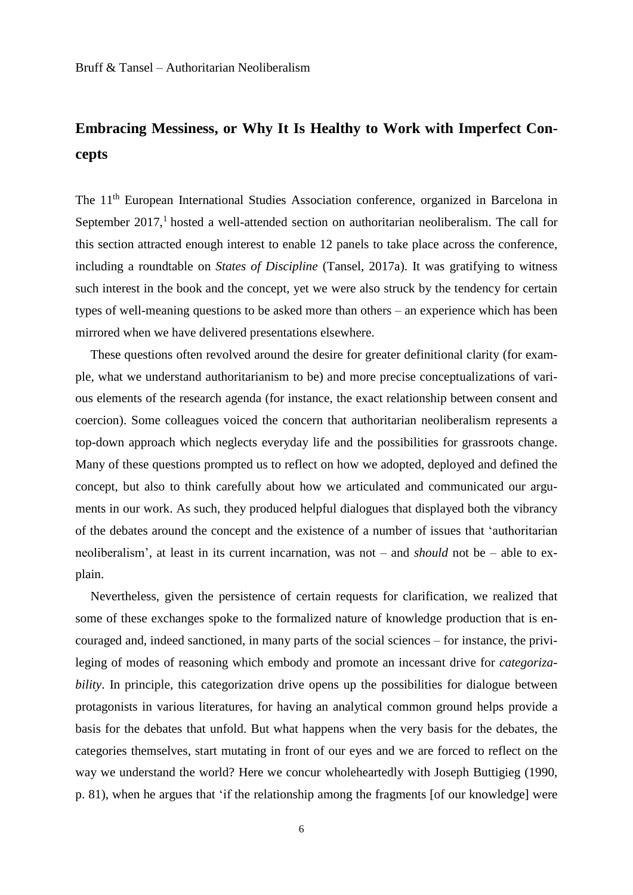## Embracing Messiness, or Why It Is Healthy to Work with Imperfect Concepts

The 11th European International Studies Association conference, organized in Barcelona in September 2017,[1] hosted a well-attended section on authoritarian neoliberalism. The call for this section attracted enough interest to enable 12 panels to take place across the conference, including a roundtable on *States of Discipline* (Tansel, 2017a). It was gratifying to witness such interest in the book and the concept, yet we were also struck by the tendency for certain types of well-meaning questions to be asked more than others – an experience which has been mirrored when we have delivered presentations elsewhere.

These questions often revolved around the desire for greater definitional clarity (for example, what we understand authoritarianism to be) and more precise conceptualizations of various elements of the research agenda (for instance, the exact relationship between consent and coercion). Some colleagues voiced the concern that authoritarian neoliberalism represents a top-down approach which neglects everyday life and the possibilities for grassroots change. Many of these questions prompted us to reflect on how we adopted, deployed and defined the concept, but also to think carefully about how we articulated and communicated our arguments in our work. As such, they produced helpful dialogues that displayed both the vibrancy of the debates around the concept and the existence of a number of issues that 'authoritarian neoliberalism', at least in its current incarnation, was not – and *should* not be – able to explain.

Nevertheless, given the persistence of certain requests for clarification, we realized that some of these exchanges spoke to the formalized nature of knowledge production that is encouraged and, indeed sanctioned, in many parts of the social sciences – for instance, the privileging of modes of reasoning which embody and promote an incessant drive for *categorizability*. In principle, this categorization drive opens up the possibilities for dialogue between protagonists in various literatures, for having an analytical common ground helps provide a basis for the debates that unfold. But what happens when the very basis for the debates, the categories themselves, start mutating in front of our eyes and we are forced to reflect on the way we understand the world? Here we concur wholeheartedly with Joseph Buttigieg (1990, p. 81), when he argues that 'if the relationship among the fragments [of our knowledge] were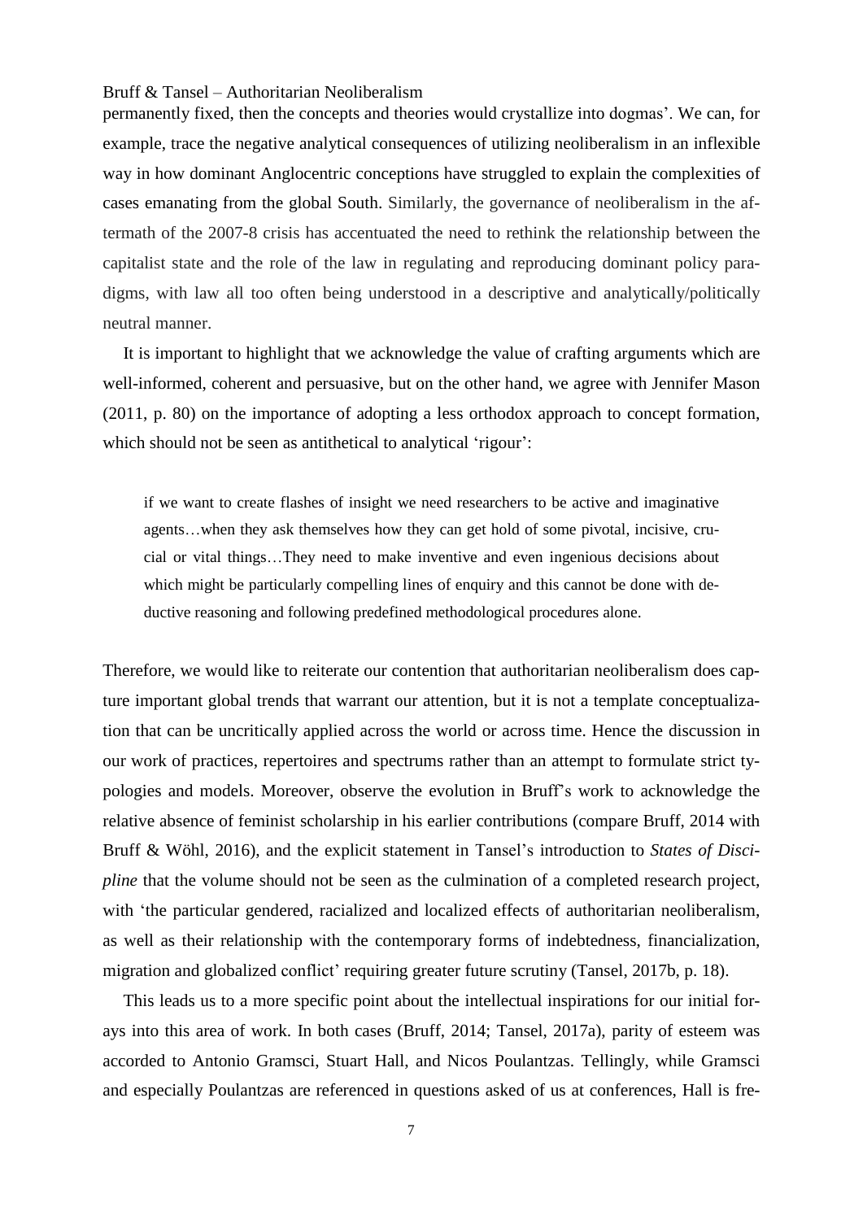permanently fixed, then the concepts and theories would crystallize into dogmas'. We can, for example, trace the negative analytical consequences of utilizing neoliberalism in an inflexible way in how dominant Anglocentric conceptions have struggled to explain the complexities of cases emanating from the global South. Similarly, the governance of neoliberalism in the aftermath of the 2007-8 crisis has accentuated the need to rethink the relationship between the capitalist state and the role of the law in regulating and reproducing dominant policy paradigms, with law all too often being understood in a descriptive and analytically/politically neutral manner.

It is important to highlight that we acknowledge the value of crafting arguments which are well-informed, coherent and persuasive, but on the other hand, we agree with Jennifer Mason (2011, p. 80) on the importance of adopting a less orthodox approach to concept formation, which should not be seen as antithetical to analytical 'rigour':

> if we want to create flashes of insight we need researchers to be active and imaginative agents…when they ask themselves how they can get hold of some pivotal, incisive, crucial or vital things…They need to make inventive and even ingenious decisions about which might be particularly compelling lines of enquiry and this cannot be done with deductive reasoning and following predefined methodological procedures alone.

Therefore, we would like to reiterate our contention that authoritarian neoliberalism does capture important global trends that warrant our attention, but it is not a template conceptualization that can be uncritically applied across the world or across time. Hence the discussion in our work of practices, repertoires and spectrums rather than an attempt to formulate strict typologies and models. Moreover, observe the evolution in Bruff's work to acknowledge the relative absence of feminist scholarship in his earlier contributions (compare Bruff, 2014 with Bruff & Wöhl, 2016), and the explicit statement in Tansel's introduction to *States of Discipline* that the volume should not be seen as the culmination of a completed research project, with 'the particular gendered, racialized and localized effects of authoritarian neoliberalism, as well as their relationship with the contemporary forms of indebtedness, financialization, migration and globalized conflict' requiring greater future scrutiny (Tansel, 2017b, p. 18).

This leads us to a more specific point about the intellectual inspirations for our initial forays into this area of work. In both cases (Bruff, 2014; Tansel, 2017a), parity of esteem was accorded to Antonio Gramsci, Stuart Hall, and Nicos Poulantzas. Tellingly, while Gramsci and especially Poulantzas are referenced in questions asked of us at conferences, Hall is fre-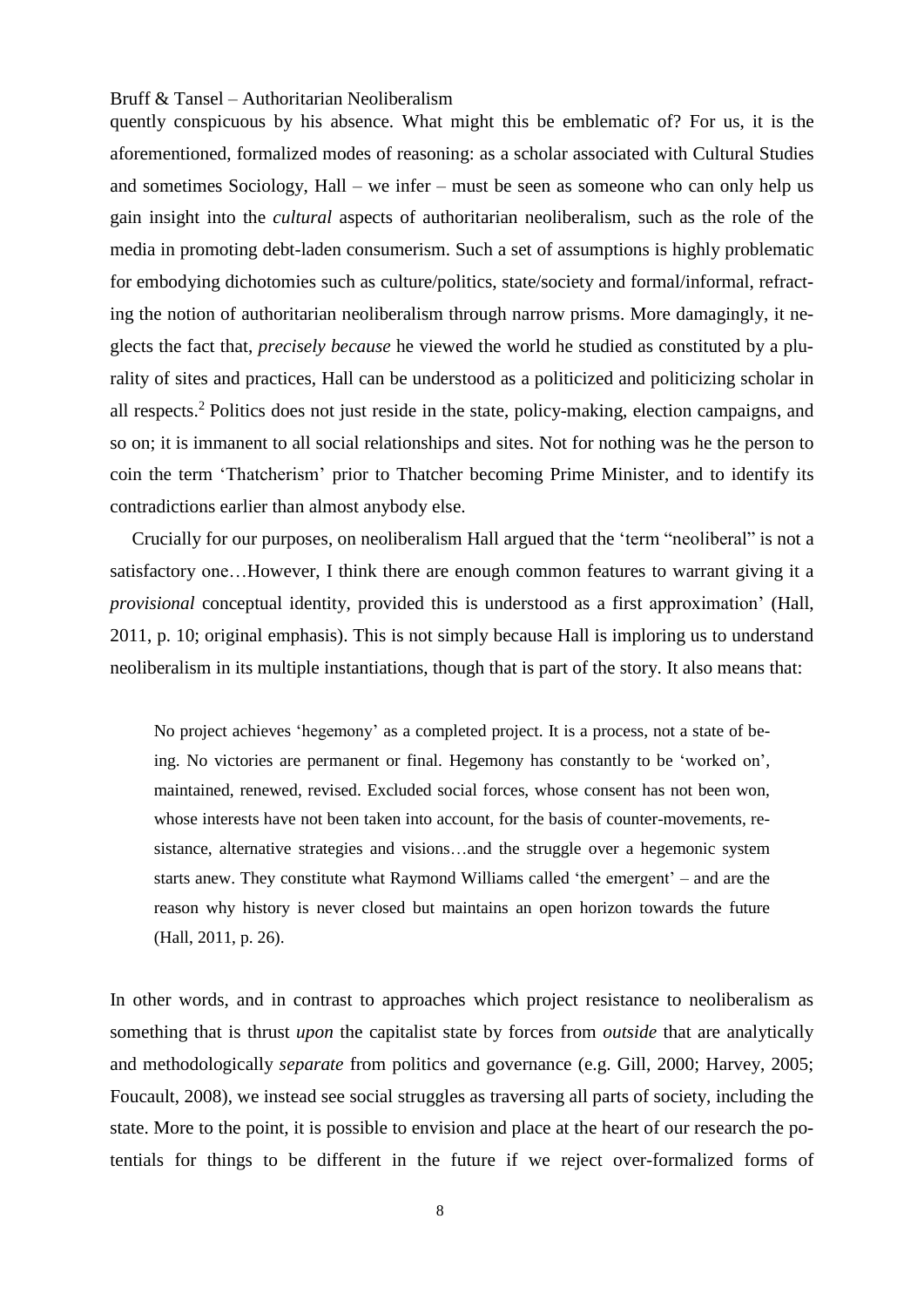quently conspicuous by his absence. What might this be emblematic of? For us, it is the aforementioned, formalized modes of reasoning: as a scholar associated with Cultural Studies and sometimes Sociology, Hall – we infer – must be seen as someone who can only help us gain insight into the *cultural* aspects of authoritarian neoliberalism, such as the role of the media in promoting debt-laden consumerism. Such a set of assumptions is highly problematic for embodying dichotomies such as culture/politics, state/society and formal/informal, refracting the notion of authoritarian neoliberalism through narrow prisms. More damagingly, it neglects the fact that, *precisely because* he viewed the world he studied as constituted by a plurality of sites and practices, Hall can be understood as a politicized and politicizing scholar in all respects.[2] Politics does not just reside in the state, policy-making, election campaigns, and so on; it is immanent to all social relationships and sites. Not for nothing was he the person to coin the term 'Thatcherism' prior to Thatcher becoming Prime Minister, and to identify its contradictions earlier than almost anybody else.

Crucially for our purposes, on neoliberalism Hall argued that the 'term "neoliberal" is not a satisfactory one…However, I think there are enough common features to warrant giving it a *provisional* conceptual identity, provided this is understood as a first approximation' (Hall, 2011, p. 10; original emphasis). This is not simply because Hall is imploring us to understand neoliberalism in its multiple instantiations, though that is part of the story. It also means that:

> No project achieves 'hegemony' as a completed project. It is a process, not a state of being. No victories are permanent or final. Hegemony has constantly to be 'worked on', maintained, renewed, revised. Excluded social forces, whose consent has not been won, whose interests have not been taken into account, for the basis of counter-movements, resistance, alternative strategies and visions…and the struggle over a hegemonic system starts anew. They constitute what Raymond Williams called 'the emergent' – and are the reason why history is never closed but maintains an open horizon towards the future (Hall, 2011, p. 26).

In other words, and in contrast to approaches which project resistance to neoliberalism as something that is thrust *upon* the capitalist state by forces from *outside* that are analytically and methodologically *separate* from politics and governance (e.g. Gill, 2000; Harvey, 2005; Foucault, 2008), we instead see social struggles as traversing all parts of society, including the state. More to the point, it is possible to envision and place at the heart of our research the potentials for things to be different in the future if we reject over-formalized forms of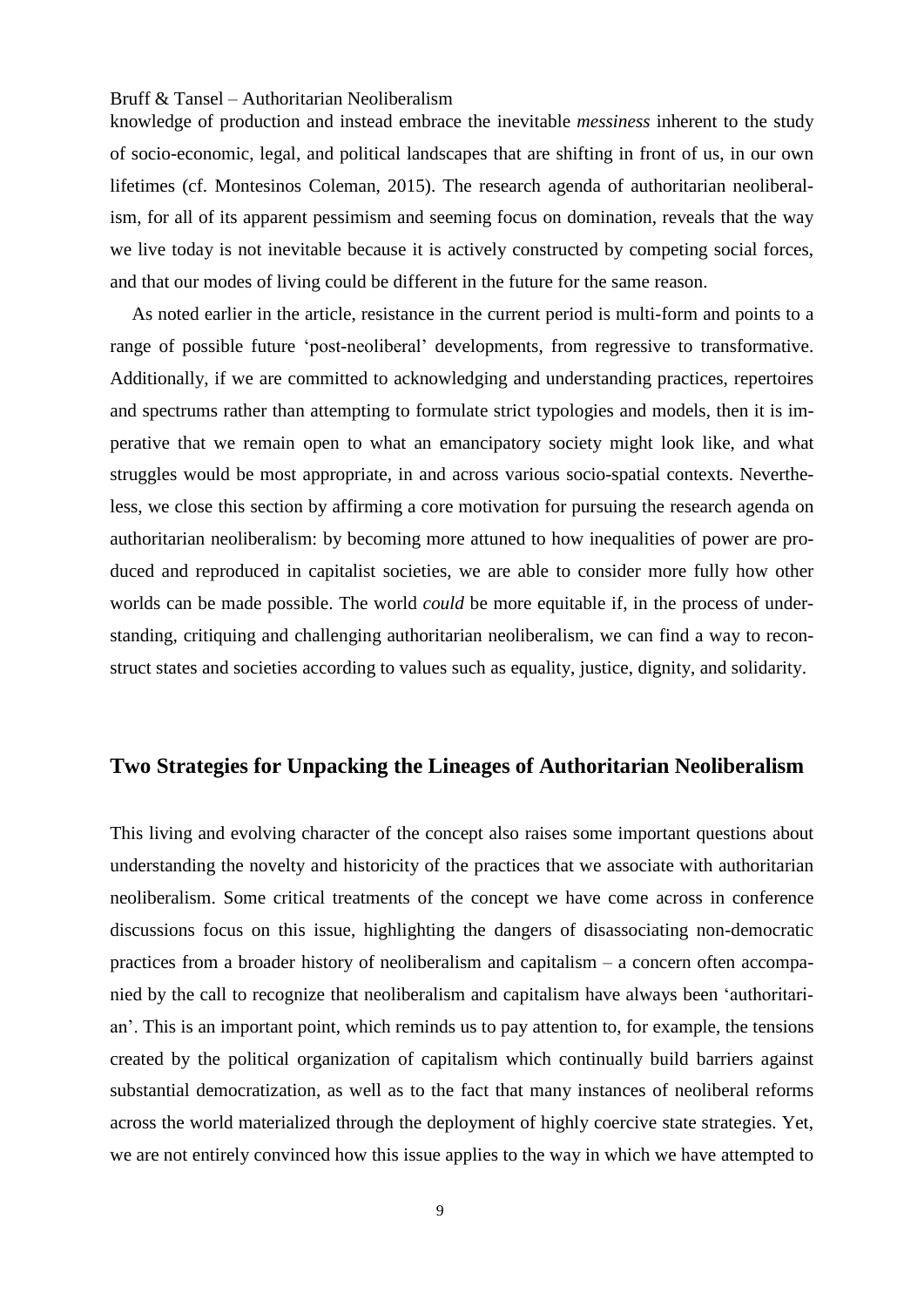knowledge of production and instead embrace the inevitable *messiness* inherent to the study of socio-economic, legal, and political landscapes that are shifting in front of us, in our own lifetimes (cf. Montesinos Coleman, 2015). The research agenda of authoritarian neoliberalism, for all of its apparent pessimism and seeming focus on domination, reveals that the way we live today is not inevitable because it is actively constructed by competing social forces, and that our modes of living could be different in the future for the same reason.

As noted earlier in the article, resistance in the current period is multi-form and points to a range of possible future 'post-neoliberal' developments, from regressive to transformative. Additionally, if we are committed to acknowledging and understanding practices, repertoires and spectrums rather than attempting to formulate strict typologies and models, then it is imperative that we remain open to what an emancipatory society might look like, and what struggles would be most appropriate, in and across various socio-spatial contexts. Nevertheless, we close this section by affirming a core motivation for pursuing the research agenda on authoritarian neoliberalism: by becoming more attuned to how inequalities of power are produced and reproduced in capitalist societies, we are able to consider more fully how other worlds can be made possible. The world *could* be more equitable if, in the process of understanding, critiquing and challenging authoritarian neoliberalism, we can find a way to reconstruct states and societies according to values such as equality, justice, dignity, and solidarity.

## Two Strategies for Unpacking the Lineages of Authoritarian Neoliberalism

This living and evolving character of the concept also raises some important questions about understanding the novelty and historicity of the practices that we associate with authoritarian neoliberalism. Some critical treatments of the concept we have come across in conference discussions focus on this issue, highlighting the dangers of disassociating non-democratic practices from a broader history of neoliberalism and capitalism – a concern often accompanied by the call to recognize that neoliberalism and capitalism have always been 'authoritarian'. This is an important point, which reminds us to pay attention to, for example, the tensions created by the political organization of capitalism which continually build barriers against substantial democratization, as well as to the fact that many instances of neoliberal reforms across the world materialized through the deployment of highly coercive state strategies. Yet, we are not entirely convinced how this issue applies to the way in which we have attempted to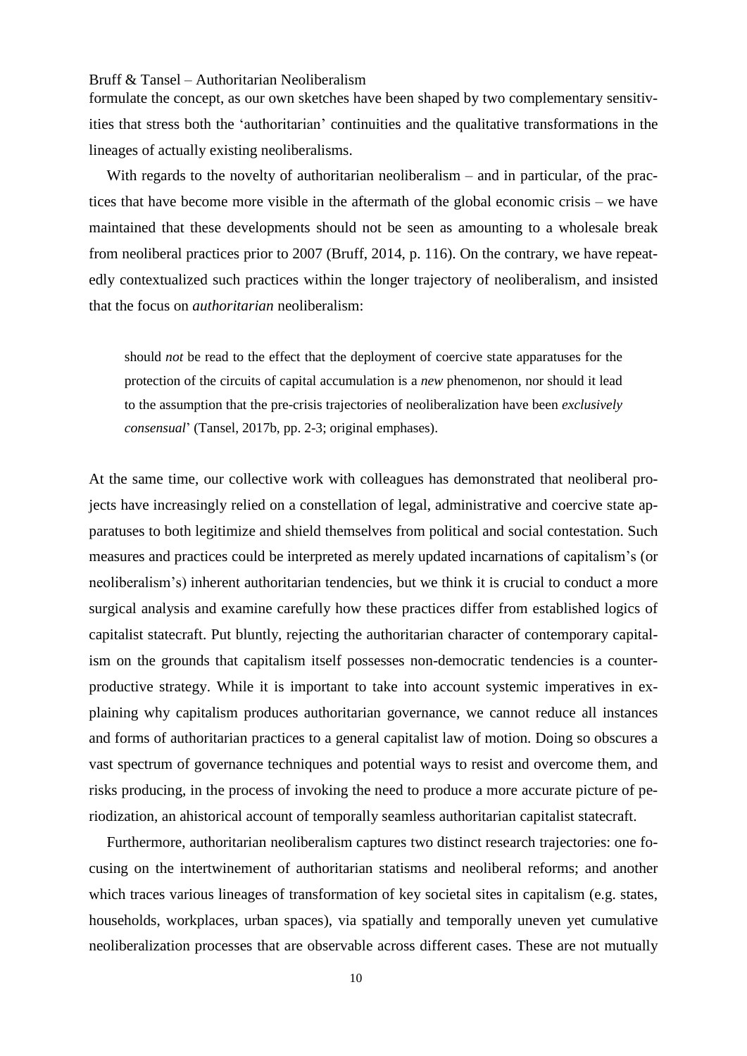formulate the concept, as our own sketches have been shaped by two complementary sensitivities that stress both the 'authoritarian' continuities and the qualitative transformations in the lineages of actually existing neoliberalisms.

With regards to the novelty of authoritarian neoliberalism – and in particular, of the practices that have become more visible in the aftermath of the global economic crisis – we have maintained that these developments should not be seen as amounting to a wholesale break from neoliberal practices prior to 2007 (Bruff, 2014, p. 116). On the contrary, we have repeatedly contextualized such practices within the longer trajectory of neoliberalism, and insisted that the focus on *authoritarian* neoliberalism:

> should *not* be read to the effect that the deployment of coercive state apparatuses for the protection of the circuits of capital accumulation is a *new* phenomenon, nor should it lead to the assumption that the pre-crisis trajectories of neoliberalization have been *exclusively consensual*' (Tansel, 2017b, pp. 2-3; original emphases).

At the same time, our collective work with colleagues has demonstrated that neoliberal projects have increasingly relied on a constellation of legal, administrative and coercive state apparatuses to both legitimize and shield themselves from political and social contestation. Such measures and practices could be interpreted as merely updated incarnations of capitalism's (or neoliberalism's) inherent authoritarian tendencies, but we think it is crucial to conduct a more surgical analysis and examine carefully how these practices differ from established logics of capitalist statecraft. Put bluntly, rejecting the authoritarian character of contemporary capitalism on the grounds that capitalism itself possesses non-democratic tendencies is a counter-productive strategy. While it is important to take into account systemic imperatives in explaining why capitalism produces authoritarian governance, we cannot reduce all instances and forms of authoritarian practices to a general capitalist law of motion. Doing so obscures a vast spectrum of governance techniques and potential ways to resist and overcome them, and risks producing, in the process of invoking the need to produce a more accurate picture of periodization, an ahistorical account of temporally seamless authoritarian capitalist statecraft.

Furthermore, authoritarian neoliberalism captures two distinct research trajectories: one focusing on the intertwinement of authoritarian statisms and neoliberal reforms; and another which traces various lineages of transformation of key societal sites in capitalism (e.g. states, households, workplaces, urban spaces), via spatially and temporally uneven yet cumulative neoliberalization processes that are observable across different cases. These are not mutually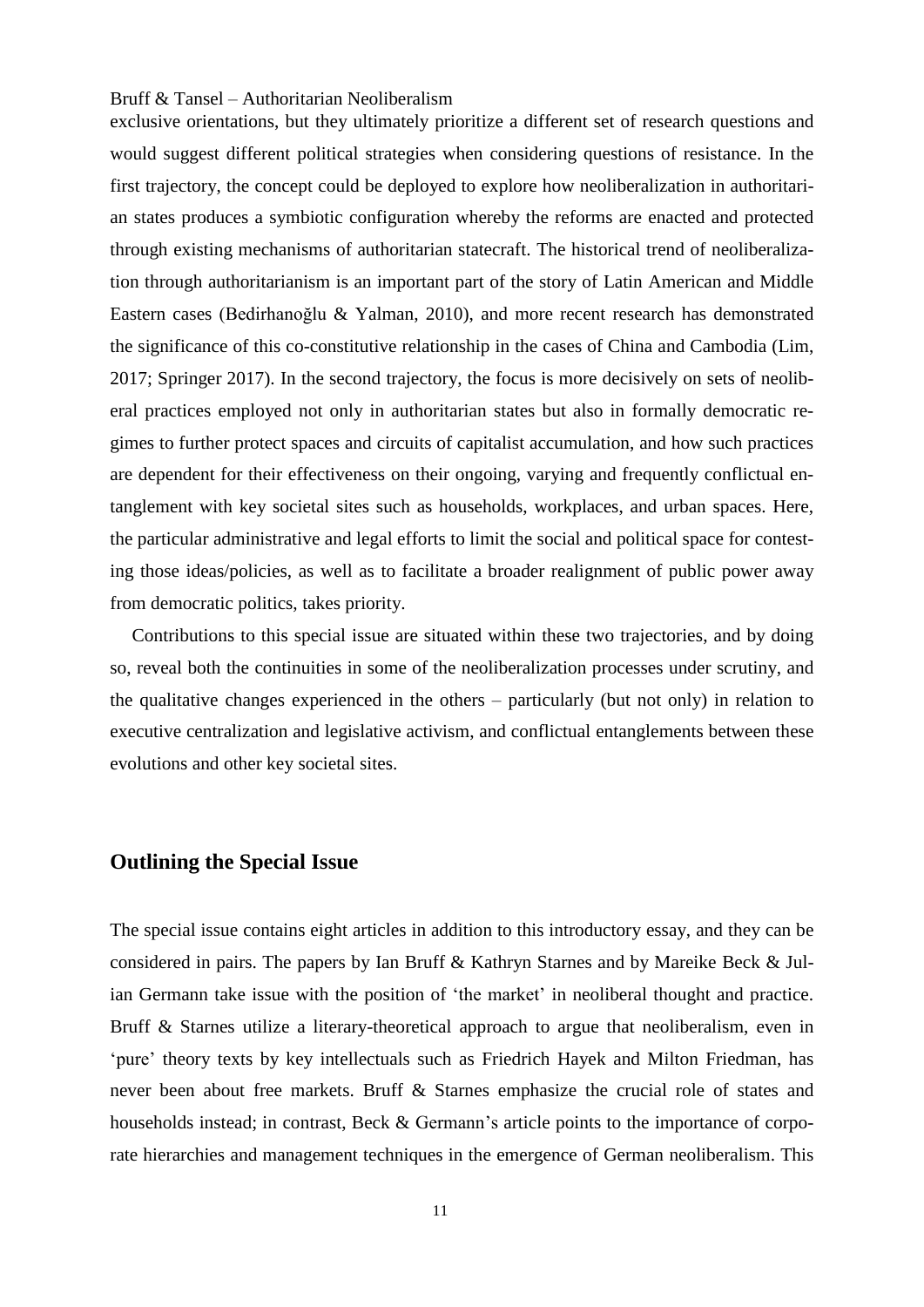exclusive orientations, but they ultimately prioritize a different set of research questions and would suggest different political strategies when considering questions of resistance. In the first trajectory, the concept could be deployed to explore how neoliberalization in authoritarian states produces a symbiotic configuration whereby the reforms are enacted and protected through existing mechanisms of authoritarian statecraft. The historical trend of neoliberalization through authoritarianism is an important part of the story of Latin American and Middle Eastern cases (Bedirhanoğlu & Yalman, 2010), and more recent research has demonstrated the significance of this co-constitutive relationship in the cases of China and Cambodia (Lim, 2017; Springer 2017). In the second trajectory, the focus is more decisively on sets of neoliberal practices employed not only in authoritarian states but also in formally democratic regimes to further protect spaces and circuits of capitalist accumulation, and how such practices are dependent for their effectiveness on their ongoing, varying and frequently conflictual entanglement with key societal sites such as households, workplaces, and urban spaces. Here, the particular administrative and legal efforts to limit the social and political space for contesting those ideas/policies, as well as to facilitate a broader realignment of public power away from democratic politics, takes priority.

Contributions to this special issue are situated within these two trajectories, and by doing so, reveal both the continuities in some of the neoliberalization processes under scrutiny, and the qualitative changes experienced in the others – particularly (but not only) in relation to executive centralization and legislative activism, and conflictual entanglements between these evolutions and other key societal sites.

## Outlining the Special Issue

The special issue contains eight articles in addition to this introductory essay, and they can be considered in pairs. The papers by Ian Bruff & Kathryn Starnes and by Mareike Beck & Julian Germann take issue with the position of 'the market' in neoliberal thought and practice. Bruff & Starnes utilize a literary-theoretical approach to argue that neoliberalism, even in 'pure' theory texts by key intellectuals such as Friedrich Hayek and Milton Friedman, has never been about free markets. Bruff & Starnes emphasize the crucial role of states and households instead; in contrast, Beck & Germann's article points to the importance of corporate hierarchies and management techniques in the emergence of German neoliberalism. This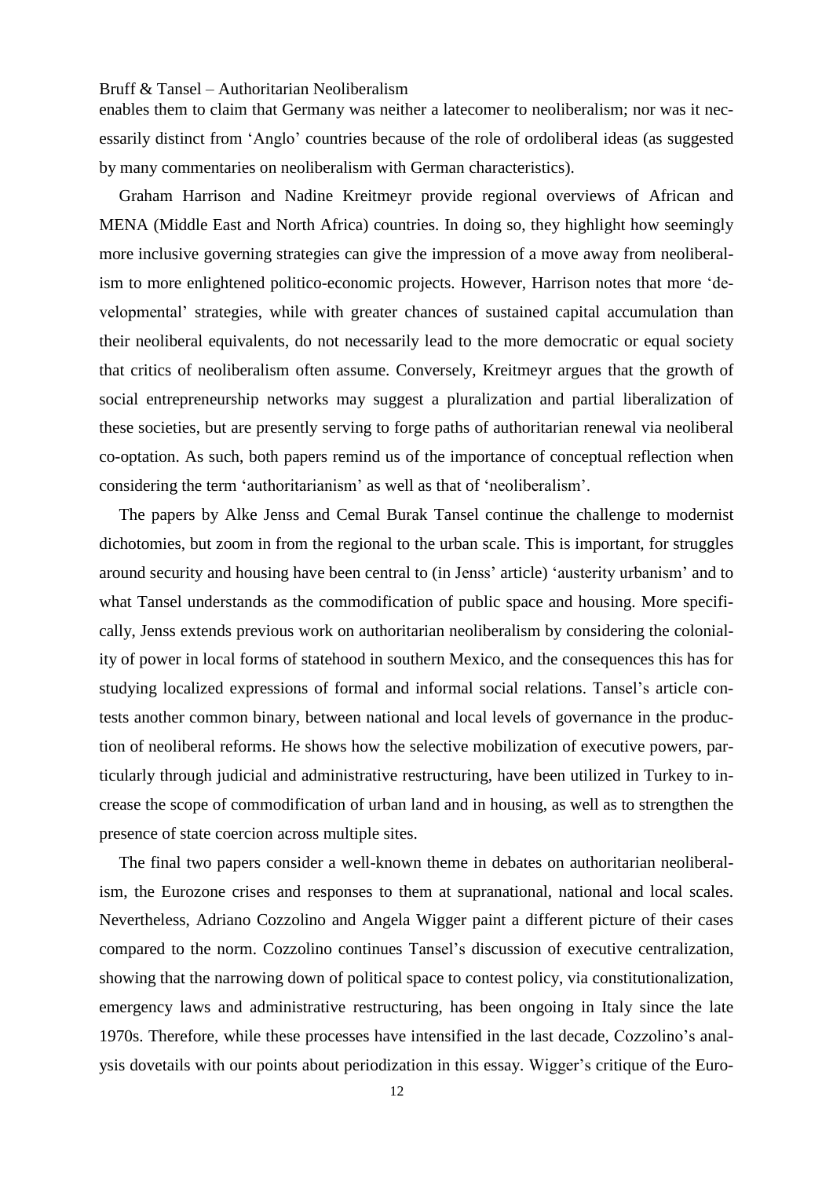enables them to claim that Germany was neither a latecomer to neoliberalism; nor was it necessarily distinct from 'Anglo' countries because of the role of ordoliberal ideas (as suggested by many commentaries on neoliberalism with German characteristics).

Graham Harrison and Nadine Kreitmeyr provide regional overviews of African and MENA (Middle East and North Africa) countries. In doing so, they highlight how seemingly more inclusive governing strategies can give the impression of a move away from neoliberalism to more enlightened politico-economic projects. However, Harrison notes that more 'developmental' strategies, while with greater chances of sustained capital accumulation than their neoliberal equivalents, do not necessarily lead to the more democratic or equal society that critics of neoliberalism often assume. Conversely, Kreitmeyr argues that the growth of social entrepreneurship networks may suggest a pluralization and partial liberalization of these societies, but are presently serving to forge paths of authoritarian renewal via neoliberal co-optation. As such, both papers remind us of the importance of conceptual reflection when considering the term 'authoritarianism' as well as that of 'neoliberalism'.

The papers by Alke Jenss and Cemal Burak Tansel continue the challenge to modernist dichotomies, but zoom in from the regional to the urban scale. This is important, for struggles around security and housing have been central to (in Jenss' article) 'austerity urbanism' and to what Tansel understands as the commodification of public space and housing. More specifically, Jenss extends previous work on authoritarian neoliberalism by considering the coloniality of power in local forms of statehood in southern Mexico, and the consequences this has for studying localized expressions of formal and informal social relations. Tansel's article contests another common binary, between national and local levels of governance in the production of neoliberal reforms. He shows how the selective mobilization of executive powers, particularly through judicial and administrative restructuring, have been utilized in Turkey to increase the scope of commodification of urban land and in housing, as well as to strengthen the presence of state coercion across multiple sites.

The final two papers consider a well-known theme in debates on authoritarian neoliberalism, the Eurozone crises and responses to them at supranational, national and local scales. Nevertheless, Adriano Cozzolino and Angela Wigger paint a different picture of their cases compared to the norm. Cozzolino continues Tansel's discussion of executive centralization, showing that the narrowing down of political space to contest policy, via constitutionalization, emergency laws and administrative restructuring, has been ongoing in Italy since the late 1970s. Therefore, while these processes have intensified in the last decade, Cozzolino's analysis dovetails with our points about periodization in this essay. Wigger's critique of the Euro-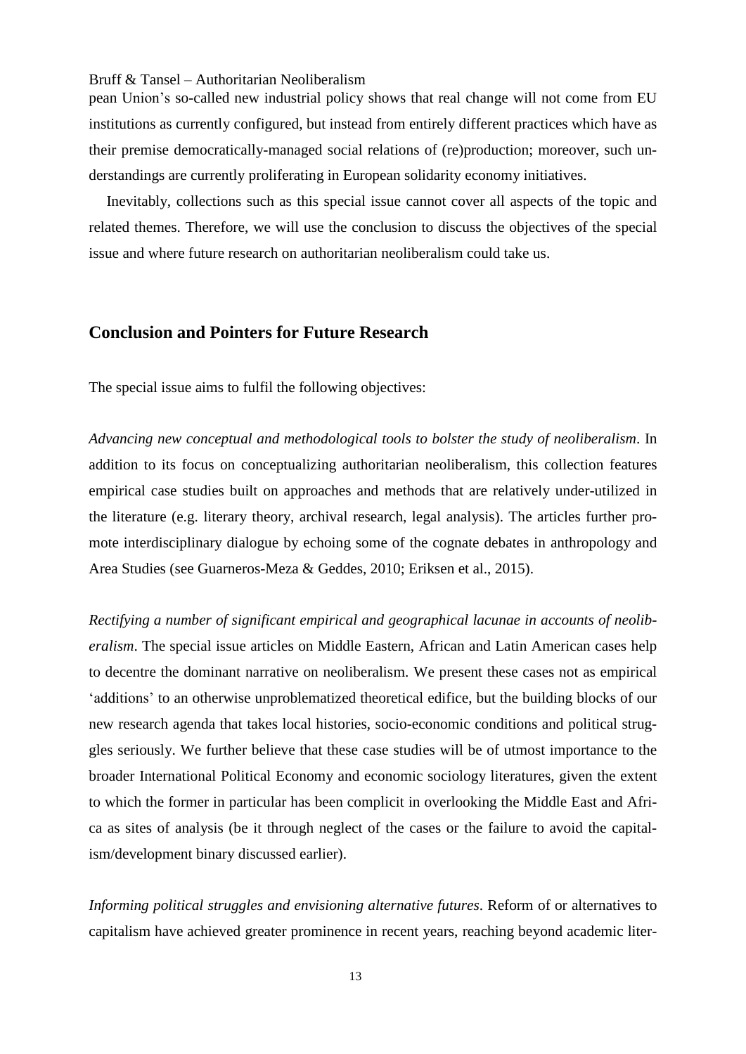pean Union's so-called new industrial policy shows that real change will not come from EU institutions as currently configured, but instead from entirely different practices which have as their premise democratically-managed social relations of (re)production; moreover, such understandings are currently proliferating in European solidarity economy initiatives.

Inevitably, collections such as this special issue cannot cover all aspects of the topic and related themes. Therefore, we will use the conclusion to discuss the objectives of the special issue and where future research on authoritarian neoliberalism could take us.

## Conclusion and Pointers for Future Research

The special issue aims to fulfil the following objectives:

*Advancing new conceptual and methodological tools to bolster the study of neoliberalism*. In addition to its focus on conceptualizing authoritarian neoliberalism, this collection features empirical case studies built on approaches and methods that are relatively under-utilized in the literature (e.g. literary theory, archival research, legal analysis). The articles further promote interdisciplinary dialogue by echoing some of the cognate debates in anthropology and Area Studies (see Guarneros-Meza & Geddes, 2010; Eriksen et al., 2015).

*Rectifying a number of significant empirical and geographical lacunae in accounts of neoliberalism*. The special issue articles on Middle Eastern, African and Latin American cases help to decentre the dominant narrative on neoliberalism. We present these cases not as empirical 'additions' to an otherwise unproblematized theoretical edifice, but the building blocks of our new research agenda that takes local histories, socio-economic conditions and political struggles seriously. We further believe that these case studies will be of utmost importance to the broader International Political Economy and economic sociology literatures, given the extent to which the former in particular has been complicit in overlooking the Middle East and Africa as sites of analysis (be it through neglect of the cases or the failure to avoid the capitalism/development binary discussed earlier).

*Informing political struggles and envisioning alternative futures*. Reform of or alternatives to capitalism have achieved greater prominence in recent years, reaching beyond academic liter-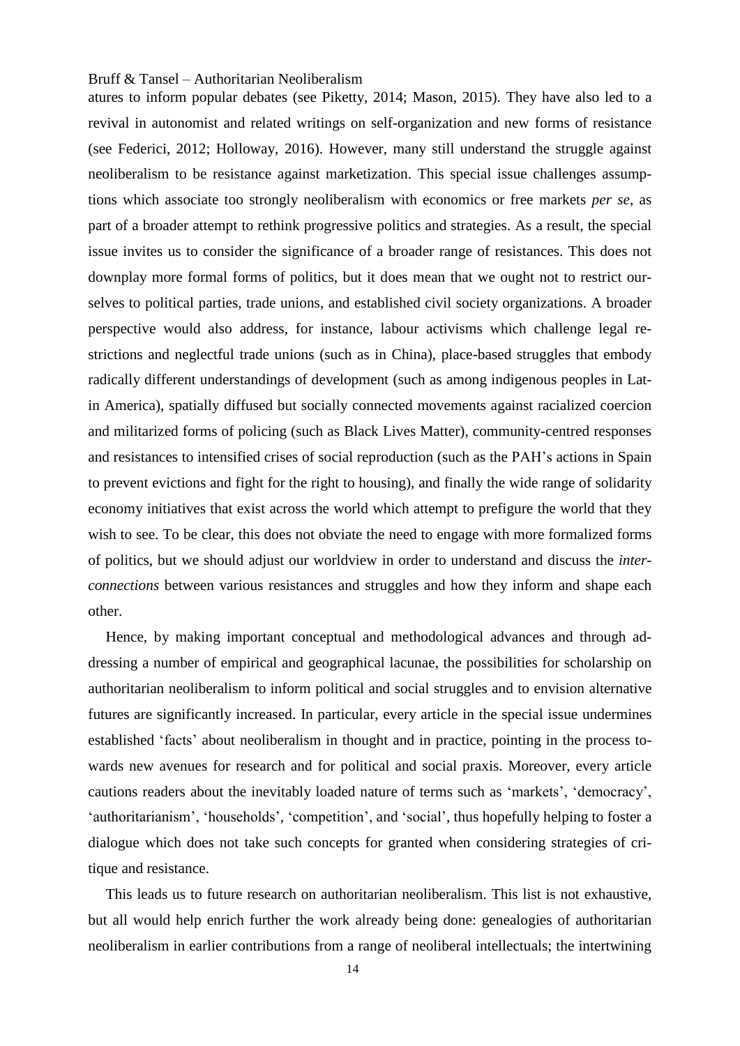atures to inform popular debates (see Piketty, 2014; Mason, 2015). They have also led to a revival in autonomist and related writings on self-organization and new forms of resistance (see Federici, 2012; Holloway, 2016). However, many still understand the struggle against neoliberalism to be resistance against marketization. This special issue challenges assumptions which associate too strongly neoliberalism with economics or free markets *per se*, as part of a broader attempt to rethink progressive politics and strategies. As a result, the special issue invites us to consider the significance of a broader range of resistances. This does not downplay more formal forms of politics, but it does mean that we ought not to restrict ourselves to political parties, trade unions, and established civil society organizations. A broader perspective would also address, for instance, labour activisms which challenge legal restrictions and neglectful trade unions (such as in China), place-based struggles that embody radically different understandings of development (such as among indigenous peoples in Latin America), spatially diffused but socially connected movements against racialized coercion and militarized forms of policing (such as Black Lives Matter), community-centred responses and resistances to intensified crises of social reproduction (such as the PAH's actions in Spain to prevent evictions and fight for the right to housing), and finally the wide range of solidarity economy initiatives that exist across the world which attempt to prefigure the world that they wish to see. To be clear, this does not obviate the need to engage with more formalized forms of politics, but we should adjust our worldview in order to understand and discuss the *interconnections* between various resistances and struggles and how they inform and shape each other.

Hence, by making important conceptual and methodological advances and through addressing a number of empirical and geographical lacunae, the possibilities for scholarship on authoritarian neoliberalism to inform political and social struggles and to envision alternative futures are significantly increased. In particular, every article in the special issue undermines established 'facts' about neoliberalism in thought and in practice, pointing in the process towards new avenues for research and for political and social praxis. Moreover, every article cautions readers about the inevitably loaded nature of terms such as 'markets', 'democracy', 'authoritarianism', 'households', 'competition', and 'social', thus hopefully helping to foster a dialogue which does not take such concepts for granted when considering strategies of critique and resistance.

This leads us to future research on authoritarian neoliberalism. This list is not exhaustive, but all would help enrich further the work already being done: genealogies of authoritarian neoliberalism in earlier contributions from a range of neoliberal intellectuals; the intertwining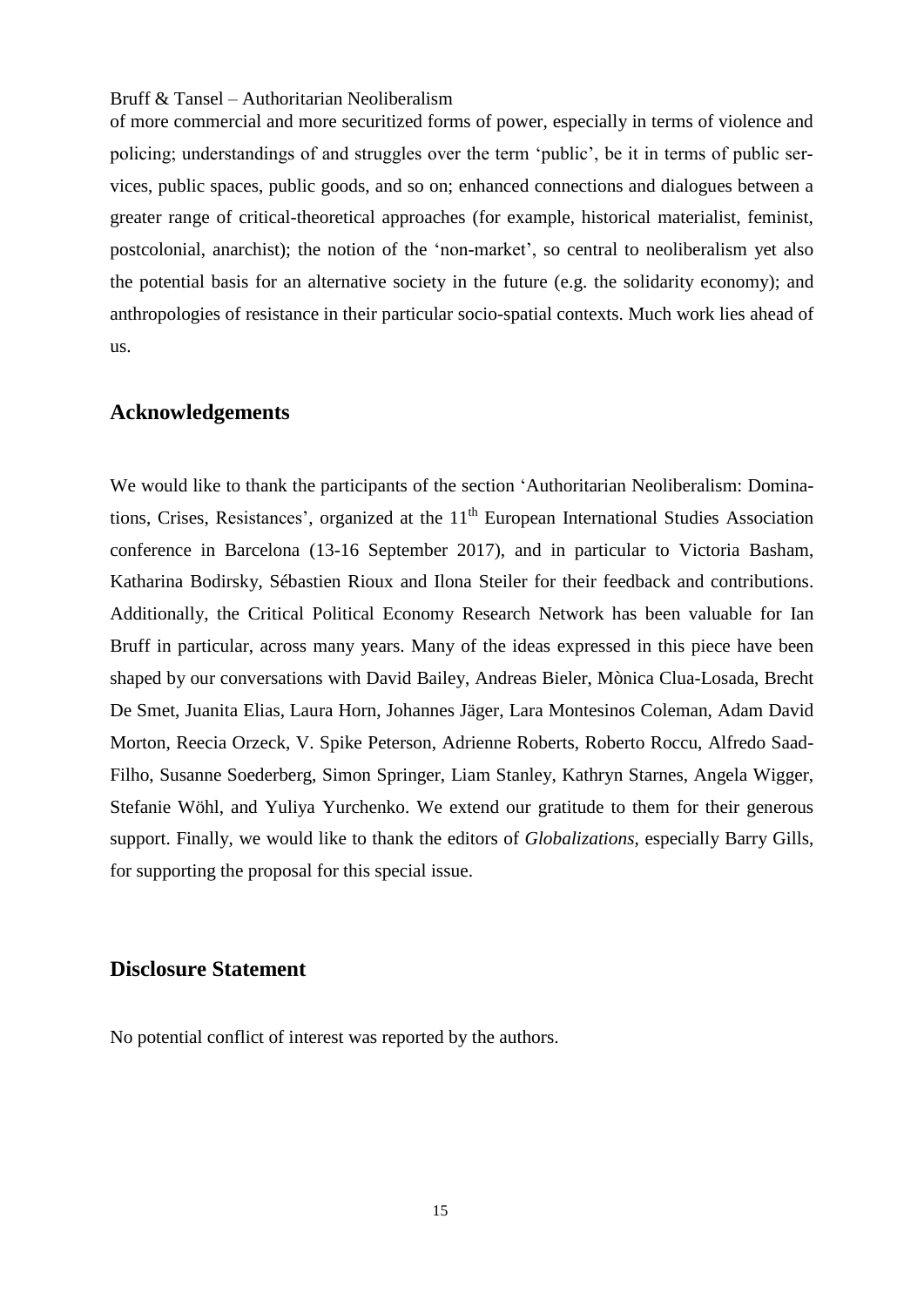of more commercial and more securitized forms of power, especially in terms of violence and policing; understandings of and struggles over the term 'public', be it in terms of public services, public spaces, public goods, and so on; enhanced connections and dialogues between a greater range of critical-theoretical approaches (for example, historical materialist, feminist, postcolonial, anarchist); the notion of the 'non-market', so central to neoliberalism yet also the potential basis for an alternative society in the future (e.g. the solidarity economy); and anthropologies of resistance in their particular socio-spatial contexts. Much work lies ahead of us.

## Acknowledgements

We would like to thank the participants of the section 'Authoritarian Neoliberalism: Dominations, Crises, Resistances', organized at the 11th European International Studies Association conference in Barcelona (13-16 September 2017), and in particular to Victoria Basham, Katharina Bodirsky, Sébastien Rioux and Ilona Steiler for their feedback and contributions. Additionally, the Critical Political Economy Research Network has been valuable for Ian Bruff in particular, across many years. Many of the ideas expressed in this piece have been shaped by our conversations with David Bailey, Andreas Bieler, Mònica Clua-Losada, Brecht De Smet, Juanita Elias, Laura Horn, Johannes Jäger, Lara Montesinos Coleman, Adam David Morton, Reecia Orzeck, V. Spike Peterson, Adrienne Roberts, Roberto Roccu, Alfredo Saad-Filho, Susanne Soederberg, Simon Springer, Liam Stanley, Kathryn Starnes, Angela Wigger, Stefanie Wöhl, and Yuliya Yurchenko. We extend our gratitude to them for their generous support. Finally, we would like to thank the editors of *Globalizations*, especially Barry Gills, for supporting the proposal for this special issue.

## Disclosure Statement

No potential conflict of interest was reported by the authors.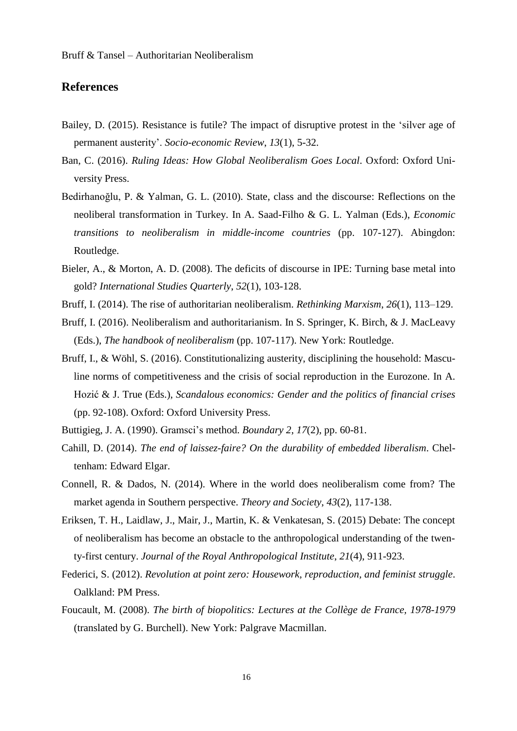## References

Bailey, D. (2015). Resistance is futile? The impact of disruptive protest in the 'silver age of permanent austerity'. *Socio-economic Review*, *13*(1), 5-32.

Ban, C. (2016). *Ruling Ideas: How Global Neoliberalism Goes Local*. Oxford: Oxford University Press.

Bedirhanoğlu, P. & Yalman, G. L. (2010). State, class and the discourse: Reflections on the neoliberal transformation in Turkey. In A. Saad-Filho & G. L. Yalman (Eds.), *Economic transitions to neoliberalism in middle-income countries* (pp. 107-127). Abingdon: Routledge.

Bieler, A., & Morton, A. D. (2008). The deficits of discourse in IPE: Turning base metal into gold? *International Studies Quarterly*, *52*(1), 103-128.

Bruff, I. (2014). The rise of authoritarian neoliberalism. *Rethinking Marxism*, *26*(1), 113–129.

Bruff, I. (2016). Neoliberalism and authoritarianism. In S. Springer, K. Birch, & J. MacLeavy (Eds.), *The handbook of neoliberalism* (pp. 107-117). New York: Routledge.

Bruff, I., & Wöhl, S. (2016). Constitutionalizing austerity, disciplining the household: Masculine norms of competitiveness and the crisis of social reproduction in the Eurozone. In A. Hozić & J. True (Eds.), *Scandalous economics: Gender and the politics of financial crises* (pp. 92-108). Oxford: Oxford University Press.

Buttigieg, J. A. (1990). Gramsci's method. *Boundary 2*, *17*(2), pp. 60-81.

Cahill, D. (2014). *The end of laissez-faire? On the durability of embedded liberalism*. Cheltenham: Edward Elgar.

Connell, R. & Dados, N. (2014). Where in the world does neoliberalism come from? The market agenda in Southern perspective. *Theory and Society*, *43*(2), 117-138.

Eriksen, T. H., Laidlaw, J., Mair, J., Martin, K. & Venkatesan, S. (2015) Debate: The concept of neoliberalism has become an obstacle to the anthropological understanding of the twenty-first century. *Journal of the Royal Anthropological Institute*, *21*(4), 911-923.

Federici, S. (2012). *Revolution at point zero: Housework, reproduction, and feminist struggle*. Oalkland: PM Press.

Foucault, M. (2008). *The birth of biopolitics: Lectures at the Collège de France, 1978-1979* (translated by G. Burchell). New York: Palgrave Macmillan.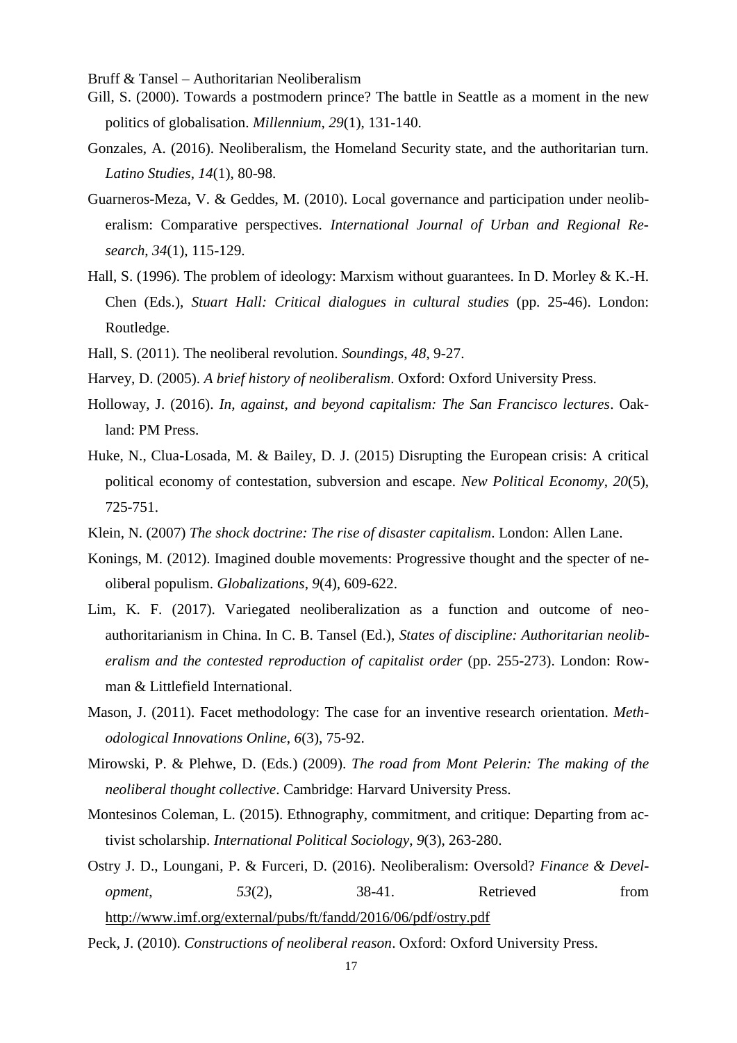Gill, S. (2000). Towards a postmodern prince? The battle in Seattle as a moment in the new politics of globalisation. *Millennium*, *29*(1), 131-140.

Gonzales, A. (2016). Neoliberalism, the Homeland Security state, and the authoritarian turn. *Latino Studies*, *14*(1), 80-98.

Guarneros-Meza, V. & Geddes, M. (2010). Local governance and participation under neoliberalism: Comparative perspectives. *International Journal of Urban and Regional Research*, *34*(1), 115-129.

Hall, S. (1996). The problem of ideology: Marxism without guarantees. In D. Morley & K.-H. Chen (Eds.), *Stuart Hall: Critical dialogues in cultural studies* (pp. 25-46). London: Routledge.

Hall, S. (2011). The neoliberal revolution. *Soundings*, *48*, 9-27.

Harvey, D. (2005). *A brief history of neoliberalism*. Oxford: Oxford University Press.

Holloway, J. (2016). *In, against, and beyond capitalism: The San Francisco lectures*. Oakland: PM Press.

Huke, N., Clua-Losada, M. & Bailey, D. J. (2015) Disrupting the European crisis: A critical political economy of contestation, subversion and escape. *New Political Economy*, *20*(5), 725-751.

Klein, N. (2007) *The shock doctrine: The rise of disaster capitalism*. London: Allen Lane.

Konings, M. (2012). Imagined double movements: Progressive thought and the specter of neoliberal populism. *Globalizations*, *9*(4), 609-622.

Lim, K. F. (2017). Variegated neoliberalization as a function and outcome of neo-authoritarianism in China. In C. B. Tansel (Ed.), *States of discipline: Authoritarian neoliberalism and the contested reproduction of capitalist order* (pp. 255-273). London: Rowman & Littlefield International.

Mason, J. (2011). Facet methodology: The case for an inventive research orientation. *Methodological Innovations Online*, *6*(3), 75-92.

Mirowski, P. & Plehwe, D. (Eds.) (2009). *The road from Mont Pelerin: The making of the neoliberal thought collective*. Cambridge: Harvard University Press.

Montesinos Coleman, L. (2015). Ethnography, commitment, and critique: Departing from activist scholarship. *International Political Sociology*, *9*(3), 263-280.

Ostry J. D., Loungani, P. & Furceri, D. (2016). Neoliberalism: Oversold? *Finance & Development*, *53*(2), 38-41. Retrieved from http://www.imf.org/external/pubs/ft/fandd/2016/06/pdf/ostry.pdf

Peck, J. (2010). *Constructions of neoliberal reason*. Oxford: Oxford University Press.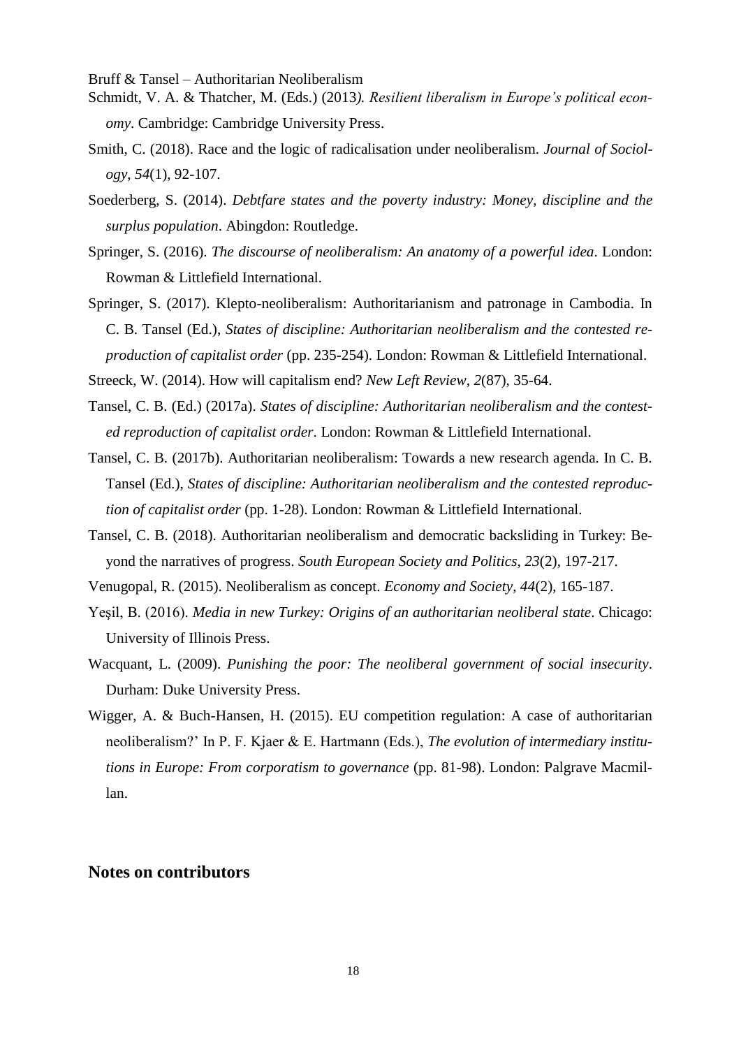Schmidt, V. A. & Thatcher, M. (Eds.) (2013). *Resilient liberalism in Europe's political economy*. Cambridge: Cambridge University Press.

Smith, C. (2018). Race and the logic of radicalisation under neoliberalism. *Journal of Sociology*, *54*(1), 92-107.

Soederberg, S. (2014). *Debtfare states and the poverty industry: Money, discipline and the surplus population*. Abingdon: Routledge.

Springer, S. (2016). *The discourse of neoliberalism: An anatomy of a powerful idea*. London: Rowman & Littlefield International.

Springer, S. (2017). Klepto-neoliberalism: Authoritarianism and patronage in Cambodia. In C. B. Tansel (Ed.), *States of discipline: Authoritarian neoliberalism and the contested reproduction of capitalist order* (pp. 235-254). London: Rowman & Littlefield International.

Streeck, W. (2014). How will capitalism end? *New Left Review*, *2*(87), 35-64.

Tansel, C. B. (Ed.) (2017a). *States of discipline: Authoritarian neoliberalism and the contested reproduction of capitalist order*. London: Rowman & Littlefield International.

Tansel, C. B. (2017b). Authoritarian neoliberalism: Towards a new research agenda. In C. B. Tansel (Ed.), *States of discipline: Authoritarian neoliberalism and the contested reproduction of capitalist order* (pp. 1-28). London: Rowman & Littlefield International.

Tansel, C. B. (2018). Authoritarian neoliberalism and democratic backsliding in Turkey: Beyond the narratives of progress. *South European Society and Politics*, *23*(2), 197-217.

Venugopal, R. (2015). Neoliberalism as concept. *Economy and Society*, *44*(2), 165-187.

Yeşil, B. (2016). *Media in new Turkey: Origins of an authoritarian neoliberal state*. Chicago: University of Illinois Press.

Wacquant, L. (2009). *Punishing the poor: The neoliberal government of social insecurity*. Durham: Duke University Press.

Wigger, A. & Buch-Hansen, H. (2015). EU competition regulation: A case of authoritarian neoliberalism?' In P. F. Kjaer & E. Hartmann (Eds.), *The evolution of intermediary institutions in Europe: From corporatism to governance* (pp. 81-98). London: Palgrave Macmillan.

## Notes on contributors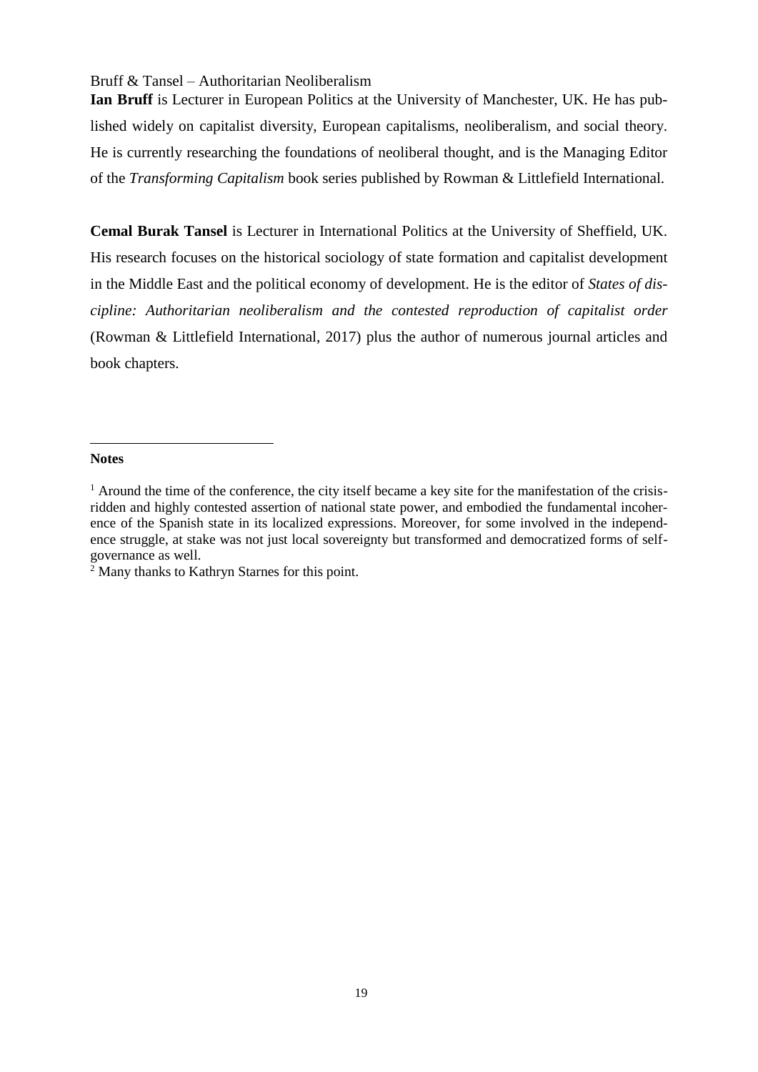**Ian Bruff** is Lecturer in European Politics at the University of Manchester, UK. He has published widely on capitalist diversity, European capitalisms, neoliberalism, and social theory. He is currently researching the foundations of neoliberal thought, and is the Managing Editor of the *Transforming Capitalism* book series published by Rowman & Littlefield International.

**Cemal Burak Tansel** is Lecturer in International Politics at the University of Sheffield, UK. His research focuses on the historical sociology of state formation and capitalist development in the Middle East and the political economy of development. He is the editor of *States of discipline: Authoritarian neoliberalism and the contested reproduction of capitalist order* (Rowman & Littlefield International, 2017) plus the author of numerous journal articles and book chapters.

---

**Notes**

[1] Around the time of the conference, the city itself became a key site for the manifestation of the crisis-ridden and highly contested assertion of national state power, and embodied the fundamental incoherence of the Spanish state in its localized expressions. Moreover, for some involved in the independence struggle, at stake was not just local sovereignty but transformed and democratized forms of self-governance as well.

[2] Many thanks to Kathryn Starnes for this point.